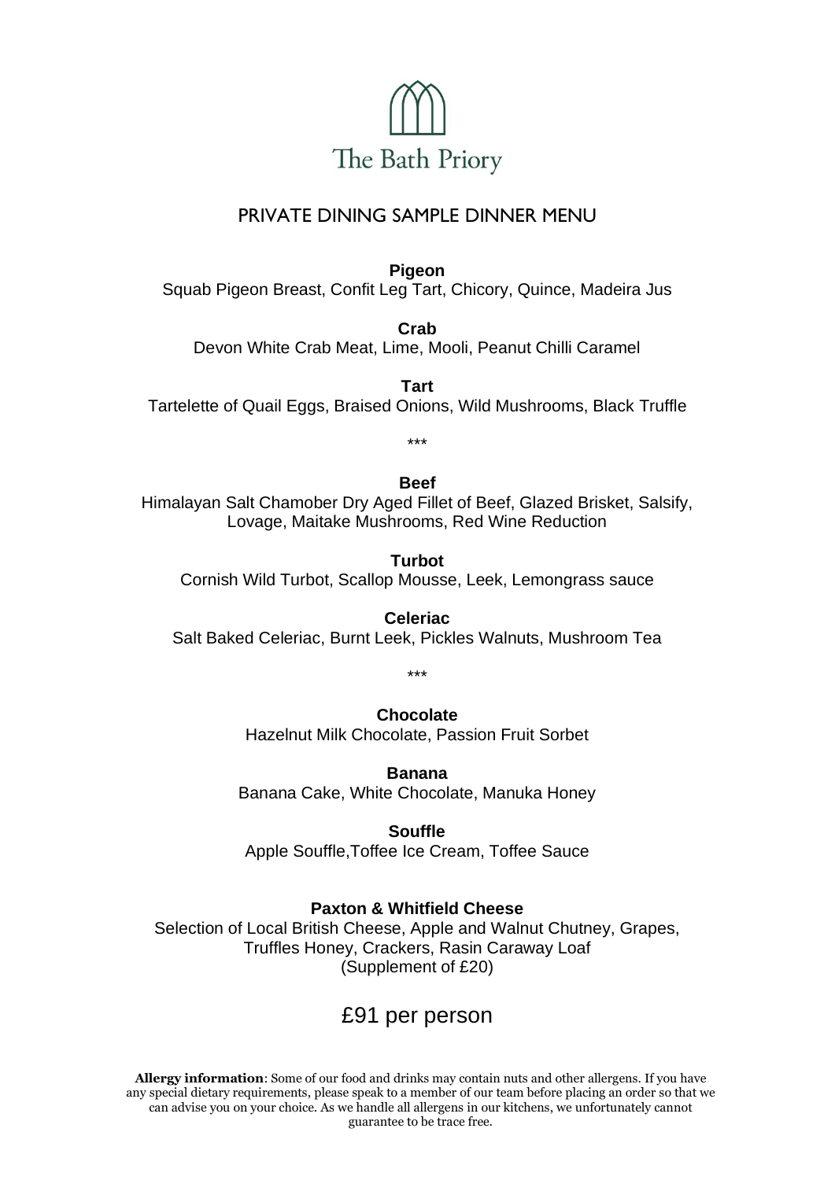The Bath Priory

## PRIVATE DINING SAMPLE DINNER MENU

**Pigeon**
Squab Pigeon Breast, Confit Leg Tart, Chicory, Quince, Madeira Jus

**Crab**
Devon White Crab Meat, Lime, Mooli, Peanut Chilli Caramel

**Tart**
Tartelette of Quail Eggs, Braised Onions, Wild Mushrooms, Black Truffle

***

**Beef**
Himalayan Salt Chamober Dry Aged Fillet of Beef, Glazed Brisket, Salsify, Lovage, Maitake Mushrooms, Red Wine Reduction

**Turbot**
Cornish Wild Turbot, Scallop Mousse, Leek, Lemongrass sauce

**Celeriac**
Salt Baked Celeriac, Burnt Leek, Pickles Walnuts, Mushroom Tea

***

**Chocolate**
Hazelnut Milk Chocolate, Passion Fruit Sorbet

**Banana**
Banana Cake, White Chocolate, Manuka Honey

**Souffle**
Apple Souffle,Toffee Ice Cream, Toffee Sauce

**Paxton & Whitfield Cheese**
Selection of Local British Cheese, Apple and Walnut Chutney, Grapes, Truffles Honey, Crackers, Rasin Caraway Loaf
(Supplement of £20)

£91 per person

**Allergy information**: Some of our food and drinks may contain nuts and other allergens. If you have any special dietary requirements, please speak to a member of our team before placing an order so that we can advise you on your choice. As we handle all allergens in our kitchens, we unfortunately cannot guarantee to be trace free.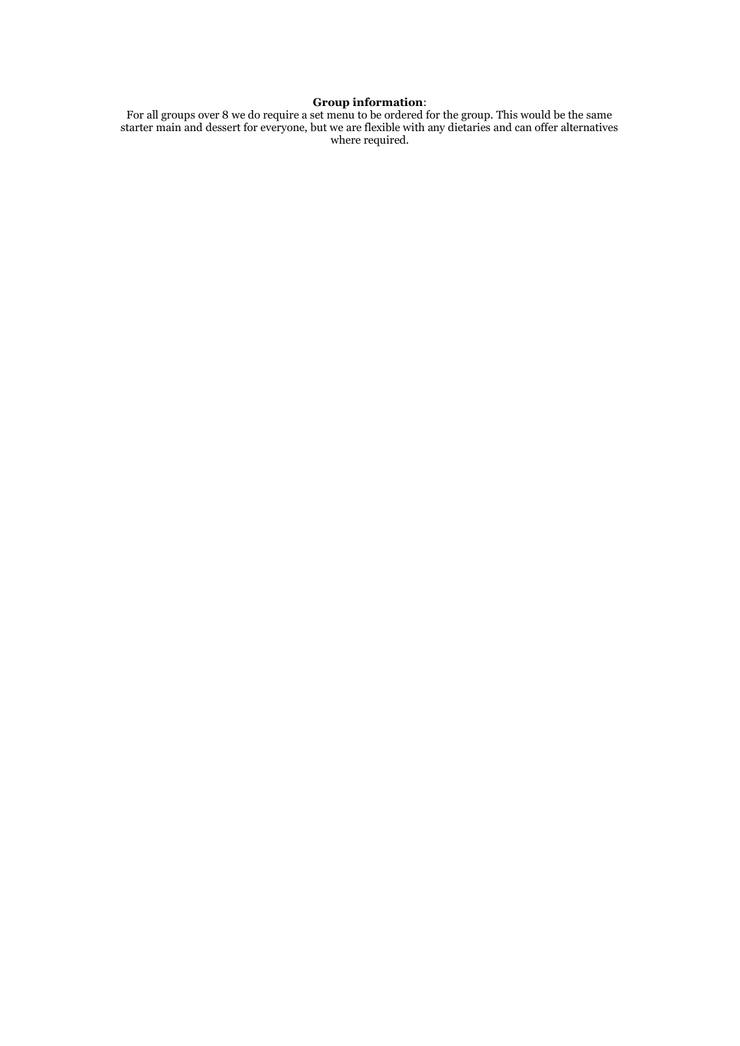**Group information**:

For all groups over 8 we do require a set menu to be ordered for the group. This would be the same starter main and dessert for everyone, but we are flexible with any dietaries and can offer alternatives where required.